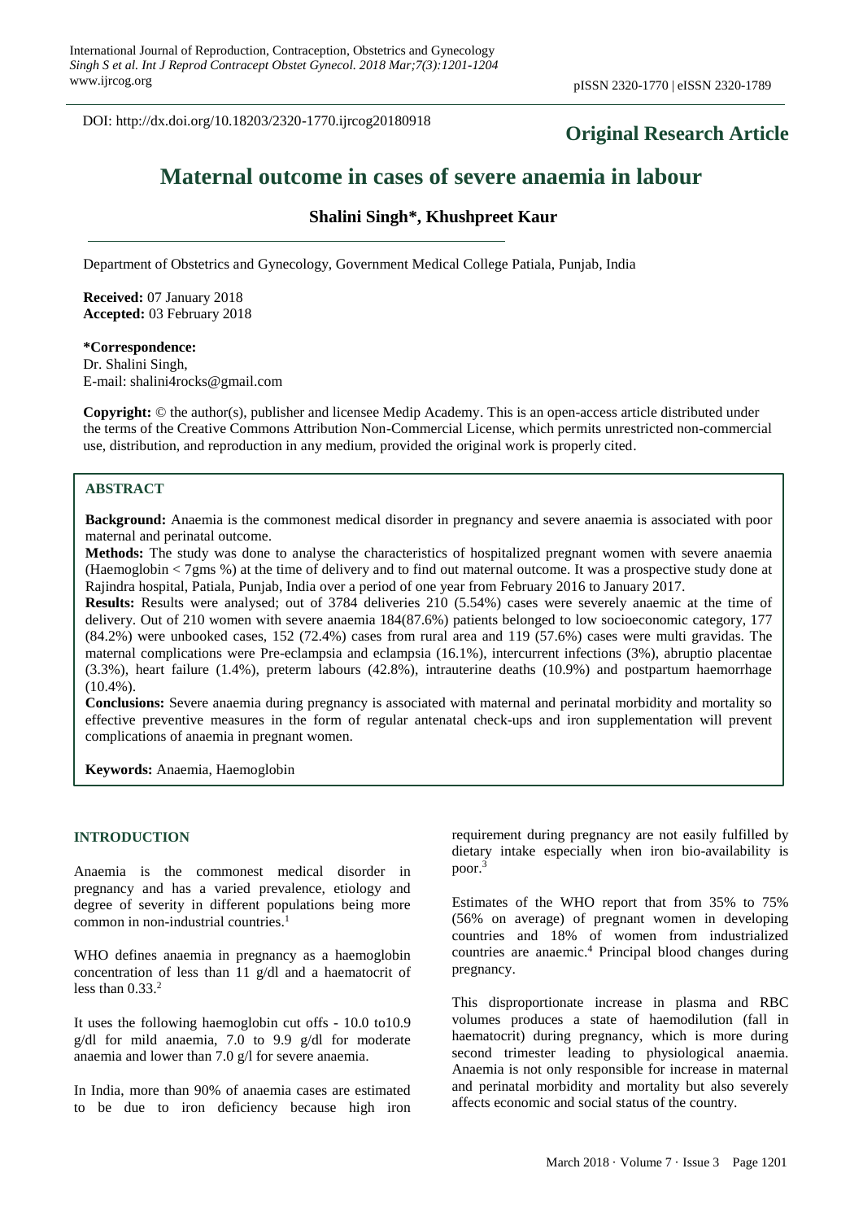DOI: http://dx.doi.org/10.18203/2320-1770.ijrcog20180918

**Original Research Article**

# Maternal outcome in cases of severe anaemia in labour

**Shalini Singh\*, Khushpreet Kaur**

Department of Obstetrics and Gynecology, Government Medical College Patiala, Punjab, India

**Received:** 07 January 2018
**Accepted:** 03 February 2018

**\*Correspondence:**
Dr. Shalini Singh,
E-mail: shalini4rocks@gmail.com

**Copyright:** © the author(s), publisher and licensee Medip Academy. This is an open-access article distributed under the terms of the Creative Commons Attribution Non-Commercial License, which permits unrestricted non-commercial use, distribution, and reproduction in any medium, provided the original work is properly cited.

## ABSTRACT

**Background:** Anaemia is the commonest medical disorder in pregnancy and severe anaemia is associated with poor maternal and perinatal outcome.

**Methods:** The study was done to analyse the characteristics of hospitalized pregnant women with severe anaemia (Haemoglobin < 7gms %) at the time of delivery and to find out maternal outcome. It was a prospective study done at Rajindra hospital, Patiala, Punjab, India over a period of one year from February 2016 to January 2017.

**Results:** Results were analysed; out of 3784 deliveries 210 (5.54%) cases were severely anaemic at the time of delivery. Out of 210 women with severe anaemia 184(87.6%) patients belonged to low socioeconomic category, 177 (84.2%) were unbooked cases, 152 (72.4%) cases from rural area and 119 (57.6%) cases were multi gravidas. The maternal complications were Pre-eclampsia and eclampsia (16.1%), intercurrent infections (3%), abruptio placentae (3.3%), heart failure (1.4%), preterm labours (42.8%), intrauterine deaths (10.9%) and postpartum haemorrhage (10.4%).

**Conclusions:** Severe anaemia during pregnancy is associated with maternal and perinatal morbidity and mortality so effective preventive measures in the form of regular antenatal check-ups and iron supplementation will prevent complications of anaemia in pregnant women.

**Keywords:** Anaemia, Haemoglobin

## INTRODUCTION

Anaemia is the commonest medical disorder in pregnancy and has a varied prevalence, etiology and degree of severity in different populations being more common in non-industrial countries.[1]

WHO defines anaemia in pregnancy as a haemoglobin concentration of less than 11 g/dl and a haematocrit of less than 0.33.[2]

It uses the following haemoglobin cut offs - 10.0 to10.9 g/dl for mild anaemia, 7.0 to 9.9 g/dl for moderate anaemia and lower than 7.0 g/l for severe anaemia.

In India, more than 90% of anaemia cases are estimated to be due to iron deficiency because high iron requirement during pregnancy are not easily fulfilled by dietary intake especially when iron bio-availability is poor.[3]

Estimates of the WHO report that from 35% to 75% (56% on average) of pregnant women in developing countries and 18% of women from industrialized countries are anaemic.[4] Principal blood changes during pregnancy.

This disproportionate increase in plasma and RBC volumes produces a state of haemodilution (fall in haematocrit) during pregnancy, which is more during second trimester leading to physiological anaemia. Anaemia is not only responsible for increase in maternal and perinatal morbidity and mortality but also severely affects economic and social status of the country.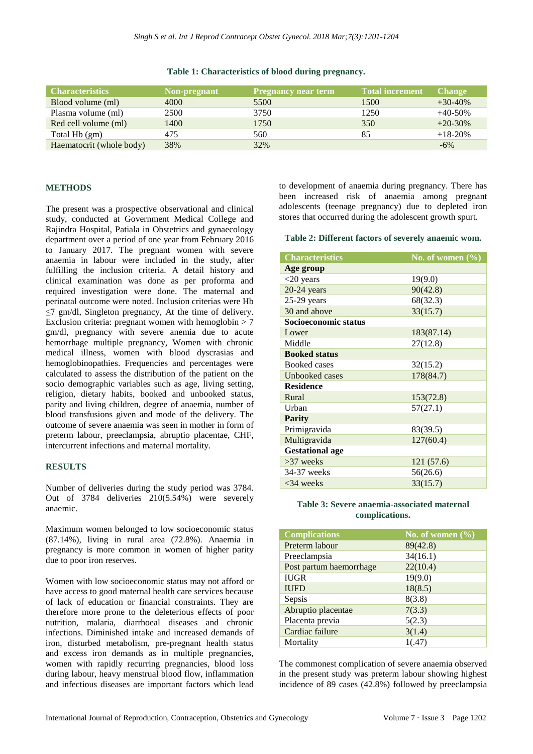**Table 1: Characteristics of blood during pregnancy.**

| Characteristics | Non-pregnant | Pregnancy near term | Total increment | Change |
|---|---|---|---|---|
| Blood volume (ml) | 4000 | 5500 | 1500 | +30-40% |
| Plasma volume (ml) | 2500 | 3750 | 1250 | +40-50% |
| Red cell volume (ml) | 1400 | 1750 | 350 | +20-30% |
| Total Hb (gm) | 475 | 560 | 85 | +18-20% |
| Haematocrit (whole body) | 38% | 32% | | -6% |

## METHODS

The present was a prospective observational and clinical study, conducted at Government Medical College and Rajindra Hospital, Patiala in Obstetrics and gynaecology department over a period of one year from February 2016 to January 2017. The pregnant women with severe anaemia in labour were included in the study, after fulfilling the inclusion criteria. A detail history and clinical examination was done as per proforma and required investigation were done. The maternal and perinatal outcome were noted. Inclusion criterias were Hb ≤7 gm/dl, Singleton pregnancy, At the time of delivery. Exclusion criteria: pregnant women with hemoglobin > 7 gm/dl, pregnancy with severe anemia due to acute hemorrhage multiple pregnancy, Women with chronic medical illness, women with blood dyscrasias and hemoglobinopathies. Frequencies and percentages were calculated to assess the distribution of the patient on the socio demographic variables such as age, living setting, religion, dietary habits, booked and unbooked status, parity and living children, degree of anaemia, number of blood transfusions given and mode of the delivery. The outcome of severe anaemia was seen in mother in form of preterm labour, preeclampsia, abruptio placentae, CHF, intercurrent infections and maternal mortality.

## RESULTS

Number of deliveries during the study period was 3784. Out of 3784 deliveries 210(5.54%) were severely anaemic.

Maximum women belonged to low socioeconomic status (87.14%), living in rural area (72.8%). Anaemia in pregnancy is more common in women of higher parity due to poor iron reserves.

Women with low socioeconomic status may not afford or have access to good maternal health care services because of lack of education or financial constraints. They are therefore more prone to the deleterious effects of poor nutrition, malaria, diarrhoeal diseases and chronic infections. Diminished intake and increased demands of iron, disturbed metabolism, pre-pregnant health status and excess iron demands as in multiple pregnancies, women with rapidly recurring pregnancies, blood loss during labour, heavy menstrual blood flow, inflammation and infectious diseases are important factors which lead to development of anaemia during pregnancy. There has been increased risk of anaemia among pregnant adolescents (teenage pregnancy) due to depleted iron stores that occurred during the adolescent growth spurt.

**Table 2: Different factors of severely anaemic wom.**

| Characteristics | No. of women (%) |
|---|---|
| **Age group** | |
| <20 years | 19(9.0) |
| 20-24 years | 90(42.8) |
| 25-29 years | 68(32.3) |
| 30 and above | 33(15.7) |
| **Socioeconomic status** | |
| Lower | 183(87.14) |
| Middle | 27(12.8) |
| **Booked status** | |
| Booked cases | 32(15.2) |
| Unbooked cases | 178(84.7) |
| **Residence** | |
| Rural | 153(72.8) |
| Urban | 57(27.1) |
| **Parity** | |
| Primigravida | 83(39.5) |
| Multigravida | 127(60.4) |
| **Gestational age** | |
| >37 weeks | 121 (57.6) |
| 34-37 weeks | 56(26.6) |
| <34 weeks | 33(15.7) |

**Table 3: Severe anaemia-associated maternal complications.**

| Complications | No. of women (%) |
|---|---|
| Preterm labour | 89(42.8) |
| Preeclampsia | 34(16.1) |
| Post partum haemorrhage | 22(10.4) |
| IUGR | 19(9.0) |
| IUFD | 18(8.5) |
| Sepsis | 8(3.8) |
| Abruptio placentae | 7(3.3) |
| Placenta previa | 5(2.3) |
| Cardiac failure | 3(1.4) |
| Mortality | 1(.47) |

The commonest complication of severe anaemia observed in the present study was preterm labour showing highest incidence of 89 cases (42.8%) followed by preeclampsia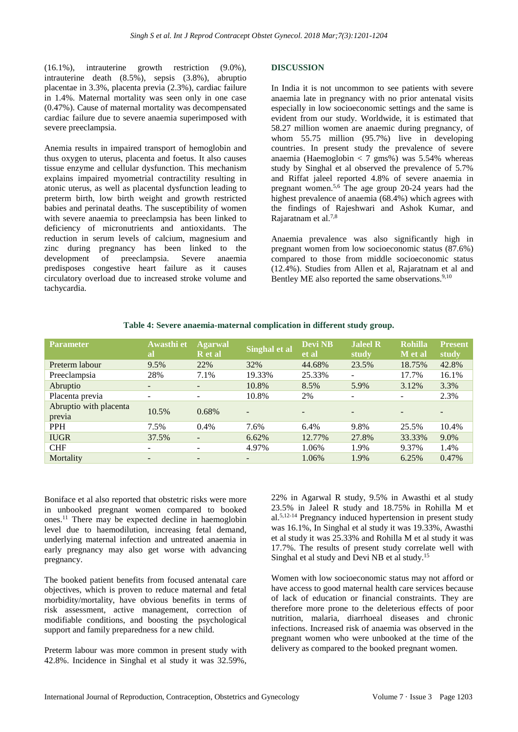(16.1%), intrauterine growth restriction (9.0%), intrauterine death (8.5%), sepsis (3.8%), abruptio placentae in 3.3%, placenta previa (2.3%), cardiac failure in 1.4%. Maternal mortality was seen only in one case (0.47%). Cause of maternal mortality was decompensated cardiac failure due to severe anaemia superimposed with severe preeclampsia.

Anemia results in impaired transport of hemoglobin and thus oxygen to uterus, placenta and foetus. It also causes tissue enzyme and cellular dysfunction. This mechanism explains impaired myometrial contractility resulting in atonic uterus, as well as placental dysfunction leading to preterm birth, low birth weight and growth restricted babies and perinatal deaths. The susceptibility of women with severe anaemia to preeclampsia has been linked to deficiency of micronutrients and antioxidants. The reduction in serum levels of calcium, magnesium and zinc during pregnancy has been linked to the development of preeclampsia. Severe anaemia predisposes congestive heart failure as it causes circulatory overload due to increased stroke volume and tachycardia.

## DISCUSSION

In India it is not uncommon to see patients with severe anaemia late in pregnancy with no prior antenatal visits especially in low socioeconomic settings and the same is evident from our study. Worldwide, it is estimated that 58.27 million women are anaemic during pregnancy, of whom 55.75 million (95.7%) live in developing countries. In present study the prevalence of severe anaemia (Haemoglobin < 7 gms%) was 5.54% whereas study by Singhal et al observed the prevalence of 5.7% and Riffat jaleel reported 4.8% of severe anaemia in pregnant women.[5,6] The age group 20-24 years had the highest prevalence of anaemia (68.4%) which agrees with the findings of Rajeshwari and Ashok Kumar, and Rajaratnam et al.[7,8]

Anaemia prevalence was also significantly high in pregnant women from low socioeconomic status (87.6%) compared to those from middle socioeconomic status (12.4%). Studies from Allen et al, Rajaratnam et al and Bentley ME also reported the same observations.[9,10]

**Table 4: Severe anaemia-maternal complication in different study group.**

| Parameter | Awasthi et al | Agarwal R et al | Singhal et al | Devi NB et al | Jaleel R study | Rohilla M et al | Present study |
|---|---|---|---|---|---|---|---|
| Preterm labour | 9.5% | 22% | 32% | 44.68% | 23.5% | 18.75% | 42.8% |
| Preeclampsia | 28% | 7.1% | 19.33% | 25.33% | - | 17.7% | 16.1% |
| Abruptio | - | - | 10.8% | 8.5% | 5.9% | 3.12% | 3.3% |
| Placenta previa | - | - | 10.8% | 2% | - | - | 2.3% |
| Abruptio with placenta previa | 10.5% | 0.68% | - | - | - | - | - |
| PPH | 7.5% | 0.4% | 7.6% | 6.4% | 9.8% | 25.5% | 10.4% |
| IUGR | 37.5% | - | 6.62% | 12.77% | 27.8% | 33.33% | 9.0% |
| CHF | - | - | 4.97% | 1.06% | 1.9% | 9.37% | 1.4% |
| Mortality | - | - | - | 1.06% | 1.9% | 6.25% | 0.47% |

Boniface et al also reported that obstetric risks were more in unbooked pregnant women compared to booked ones.[11] There may be expected decline in haemoglobin level due to haemodilution, increasing fetal demand, underlying maternal infection and untreated anaemia in early pregnancy may also get worse with advancing pregnancy.

The booked patient benefits from focused antenatal care objectives, which is proven to reduce maternal and fetal morbidity/mortality, have obvious benefits in terms of risk assessment, active management, correction of modifiable conditions, and boosting the psychological support and family preparedness for a new child.

Preterm labour was more common in present study with 42.8%. Incidence in Singhal et al study it was 32.59%, 22% in Agarwal R study, 9.5% in Awasthi et al study 23.5% in Jaleel R study and 18.75% in Rohilla M et al.[5,12-14] Pregnancy induced hypertension in present study was 16.1%, In Singhal et al study it was 19.33%, Awasthi et al study it was 25.33% and Rohilla M et al study it was 17.7%. The results of present study correlate well with Singhal et al study and Devi NB et al study.[15]

Women with low socioeconomic status may not afford or have access to good maternal health care services because of lack of education or financial constraints. They are therefore more prone to the deleterious effects of poor nutrition, malaria, diarrhoeal diseases and chronic infections. Increased risk of anaemia was observed in the pregnant women who were unbooked at the time of the delivery as compared to the booked pregnant women.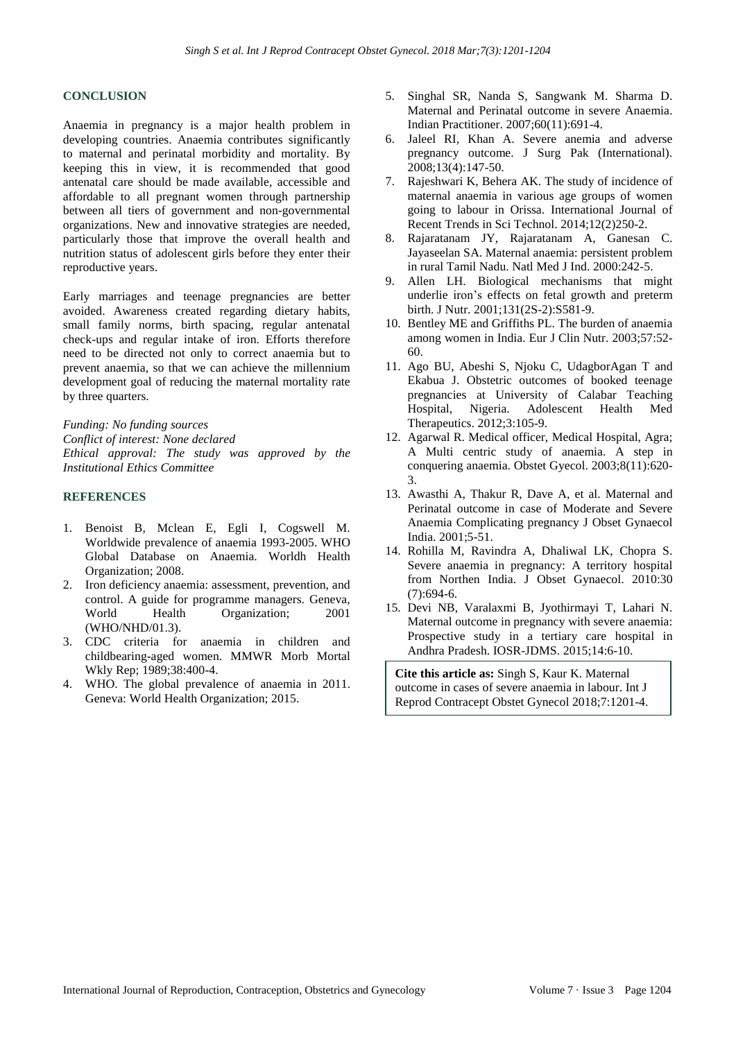## CONCLUSION

Anaemia in pregnancy is a major health problem in developing countries. Anaemia contributes significantly to maternal and perinatal morbidity and mortality. By keeping this in view, it is recommended that good antenatal care should be made available, accessible and affordable to all pregnant women through partnership between all tiers of government and non-governmental organizations. New and innovative strategies are needed, particularly those that improve the overall health and nutrition status of adolescent girls before they enter their reproductive years.

Early marriages and teenage pregnancies are better avoided. Awareness created regarding dietary habits, small family norms, birth spacing, regular antenatal check-ups and regular intake of iron. Efforts therefore need to be directed not only to correct anaemia but to prevent anaemia, so that we can achieve the millennium development goal of reducing the maternal mortality rate by three quarters.

*Funding: No funding sources*
*Conflict of interest: None declared*
*Ethical approval: The study was approved by the Institutional Ethics Committee*

## REFERENCES

1. Benoist B, Mclean E, Egli I, Cogswell M. Worldwide prevalence of anaemia 1993-2005. WHO Global Database on Anaemia. Worldh Health Organization; 2008.
2. Iron deficiency anaemia: assessment, prevention, and control. A guide for programme managers. Geneva, World Health Organization; 2001 (WHO/NHD/01.3).
3. CDC criteria for anaemia in children and childbearing-aged women. MMWR Morb Mortal Wkly Rep; 1989;38:400-4.
4. WHO. The global prevalence of anaemia in 2011. Geneva: World Health Organization; 2015.
5. Singhal SR, Nanda S, Sangwank M. Sharma D. Maternal and Perinatal outcome in severe Anaemia. Indian Practitioner. 2007;60(11):691-4.
6. Jaleel RI, Khan A. Severe anemia and adverse pregnancy outcome. J Surg Pak (International). 2008;13(4):147-50.
7. Rajeshwari K, Behera AK. The study of incidence of maternal anaemia in various age groups of women going to labour in Orissa. International Journal of Recent Trends in Sci Technol. 2014;12(2)250-2.
8. Rajaratanam JY, Rajaratanam A, Ganesan C. Jayaseelan SA. Maternal anaemia: persistent problem in rural Tamil Nadu. Natl Med J Ind. 2000:242-5.
9. Allen LH. Biological mechanisms that might underlie iron's effects on fetal growth and preterm birth. J Nutr. 2001;131(2S-2):S581-9.
10. Bentley ME and Griffiths PL. The burden of anaemia among women in India. Eur J Clin Nutr. 2003;57:52-60.
11. Ago BU, Abeshi S, Njoku C, UdagborAgan T and Ekabua J. Obstetric outcomes of booked teenage pregnancies at University of Calabar Teaching Hospital, Nigeria. Adolescent Health Med Therapeutics. 2012;3:105-9.
12. Agarwal R. Medical officer, Medical Hospital, Agra; A Multi centric study of anaemia. A step in conquering anaemia. Obstet Gyecol. 2003;8(11):620-3.
13. Awasthi A, Thakur R, Dave A, et al. Maternal and Perinatal outcome in case of Moderate and Severe Anaemia Complicating pregnancy J Obset Gynaecol India. 2001;5-51.
14. Rohilla M, Ravindra A, Dhaliwal LK, Chopra S. Severe anaemia in pregnancy: A territory hospital from Northen India. J Obset Gynaecol. 2010:30 (7):694-6.
15. Devi NB, Varalaxmi B, Jyothirmayi T, Lahari N. Maternal outcome in pregnancy with severe anaemia: Prospective study in a tertiary care hospital in Andhra Pradesh. IOSR-JDMS. 2015;14:6-10.

**Cite this article as:** Singh S, Kaur K. Maternal outcome in cases of severe anaemia in labour. Int J Reprod Contracept Obstet Gynecol 2018;7:1201-4.